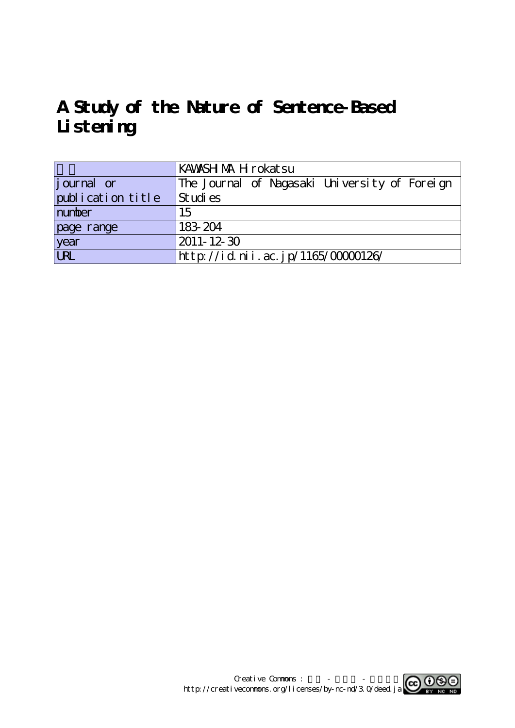# A Study of the Nature of Sentence-Based Listening

| | |
|---|---|
| | KAWASHIMA Hirokatsu |
| journal or publication title | The Journal of Nagasaki University of Foreign Studies |
| number | 15 |
| page range | 183-204 |
| year | 2011-12-30 |
| URL | http://id.nii.ac.jp/1165/00000126/ |

Creative Commons : - -
http://creativecommons.org/licenses/by-nc-nd/3.0/deed.ja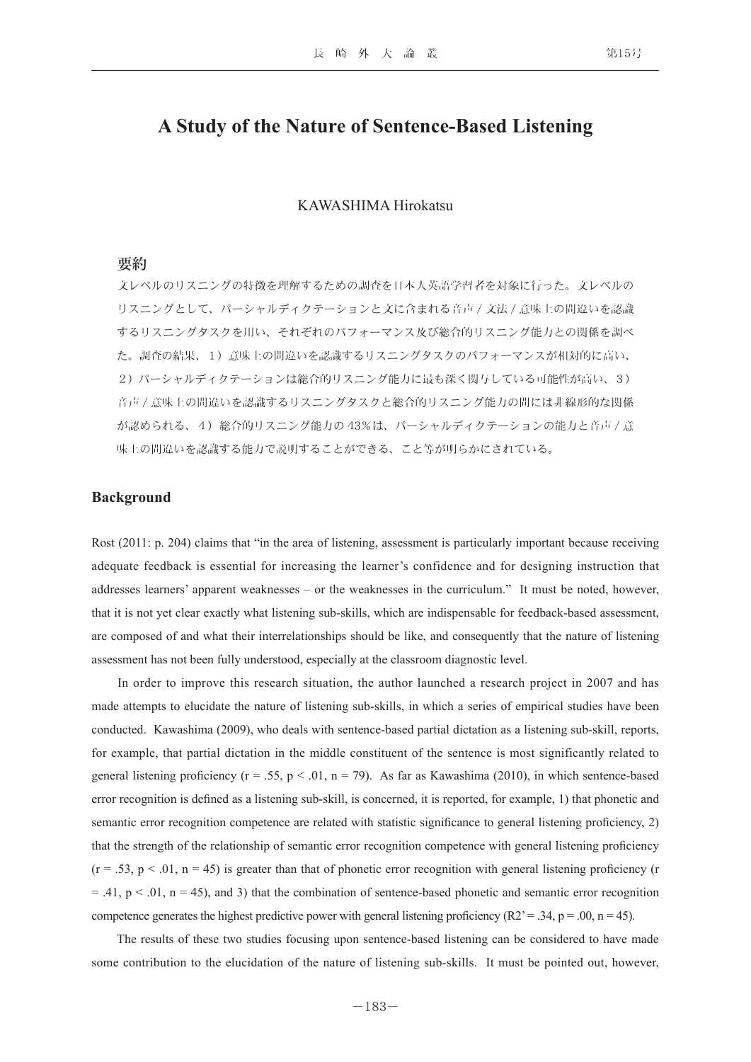# A Study of the Nature of Sentence-Based Listening

KAWASHIMA Hirokatsu

## 要約

文レベルのリスニングの特徴を理解するための調査を日本人英語学習者を対象に行った。文レベルのリスニングとして、パーシャルディクテーションと文に含まれる音声 / 文法 / 意味上の間違いを認識するリスニングタスクを用い、それぞれのパフォーマンス及び総合的リスニング能力との関係を調べた。調査の結果、1）意味上の間違いを認識するリスニングタスクのパフォーマンスが相対的に高い、2）パーシャルディクテーションは総合的リスニング能力に最も深く関与している可能性が高い、3）音声 / 意味上の間違いを認識するリスニングタスクと総合的リスニング能力の間には非線形的な関係が認められる、4）総合的リスニング能力の43％は、パーシャルディクテーションの能力と音声 / 意味上の間違いを認識する能力で説明することができる、こと等が明らかにされている。

## Background

Rost (2011: p. 204) claims that "in the area of listening, assessment is particularly important because receiving adequate feedback is essential for increasing the learner's confidence and for designing instruction that addresses learners' apparent weaknesses – or the weaknesses in the curriculum." It must be noted, however, that it is not yet clear exactly what listening sub-skills, which are indispensable for feedback-based assessment, are composed of and what their interrelationships should be like, and consequently that the nature of listening assessment has not been fully understood, especially at the classroom diagnostic level.

In order to improve this research situation, the author launched a research project in 2007 and has made attempts to elucidate the nature of listening sub-skills, in which a series of empirical studies have been conducted. Kawashima (2009), who deals with sentence-based partial dictation as a listening sub-skill, reports, for example, that partial dictation in the middle constituent of the sentence is most significantly related to general listening proficiency ($r = .55$, $p < .01$, $n = 79$). As far as Kawashima (2010), in which sentence-based error recognition is defined as a listening sub-skill, is concerned, it is reported, for example, 1) that phonetic and semantic error recognition competence are related with statistic significance to general listening proficiency, 2) that the strength of the relationship of semantic error recognition competence with general listening proficiency ($r = .53$, $p < .01$, $n = 45$) is greater than that of phonetic error recognition with general listening proficiency ($r = .41$, $p < .01$, $n = 45$), and 3) that the combination of sentence-based phonetic and semantic error recognition competence generates the highest predictive power with general listening proficiency ($R2' = .34$, $p = .00$, $n = 45$).

The results of these two studies focusing upon sentence-based listening can be considered to have made some contribution to the elucidation of the nature of listening sub-skills. It must be pointed out, however,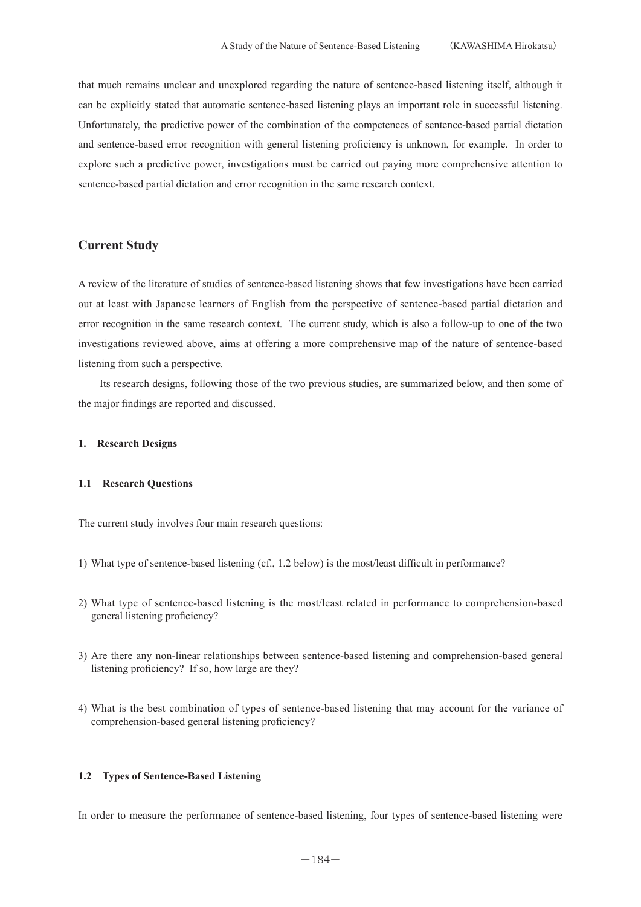that much remains unclear and unexplored regarding the nature of sentence-based listening itself, although it can be explicitly stated that automatic sentence-based listening plays an important role in successful listening. Unfortunately, the predictive power of the combination of the competences of sentence-based partial dictation and sentence-based error recognition with general listening proficiency is unknown, for example. In order to explore such a predictive power, investigations must be carried out paying more comprehensive attention to sentence-based partial dictation and error recognition in the same research context.

## Current Study

A review of the literature of studies of sentence-based listening shows that few investigations have been carried out at least with Japanese learners of English from the perspective of sentence-based partial dictation and error recognition in the same research context. The current study, which is also a follow-up to one of the two investigations reviewed above, aims at offering a more comprehensive map of the nature of sentence-based listening from such a perspective.

Its research designs, following those of the two previous studies, are summarized below, and then some of the major findings are reported and discussed.

### 1. Research Designs

#### 1.1 Research Questions

The current study involves four main research questions:

1) What type of sentence-based listening (cf., 1.2 below) is the most/least difficult in performance?

2) What type of sentence-based listening is the most/least related in performance to comprehension-based general listening proficiency?

3) Are there any non-linear relationships between sentence-based listening and comprehension-based general listening proficiency? If so, how large are they?

4) What is the best combination of types of sentence-based listening that may account for the variance of comprehension-based general listening proficiency?

#### 1.2 Types of Sentence-Based Listening

In order to measure the performance of sentence-based listening, four types of sentence-based listening were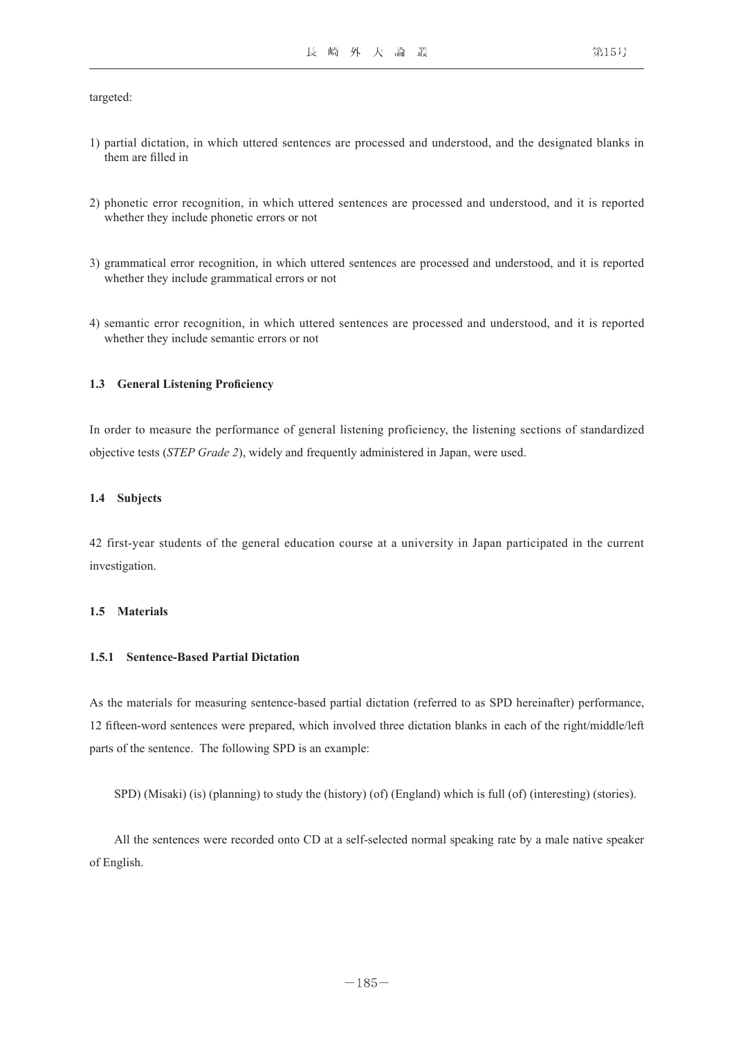targeted:

1) partial dictation, in which uttered sentences are processed and understood, and the designated blanks in them are filled in

2) phonetic error recognition, in which uttered sentences are processed and understood, and it is reported whether they include phonetic errors or not

3) grammatical error recognition, in which uttered sentences are processed and understood, and it is reported whether they include grammatical errors or not

4) semantic error recognition, in which uttered sentences are processed and understood, and it is reported whether they include semantic errors or not

### 1.3 General Listening Proficiency

In order to measure the performance of general listening proficiency, the listening sections of standardized objective tests (*STEP Grade 2*), widely and frequently administered in Japan, were used.

### 1.4 Subjects

42 first-year students of the general education course at a university in Japan participated in the current investigation.

### 1.5 Materials

#### 1.5.1 Sentence-Based Partial Dictation

As the materials for measuring sentence-based partial dictation (referred to as SPD hereinafter) performance, 12 fifteen-word sentences were prepared, which involved three dictation blanks in each of the right/middle/left parts of the sentence. The following SPD is an example:

SPD) (Misaki) (is) (planning) to study the (history) (of) (England) which is full (of) (interesting) (stories).

All the sentences were recorded onto CD at a self-selected normal speaking rate by a male native speaker of English.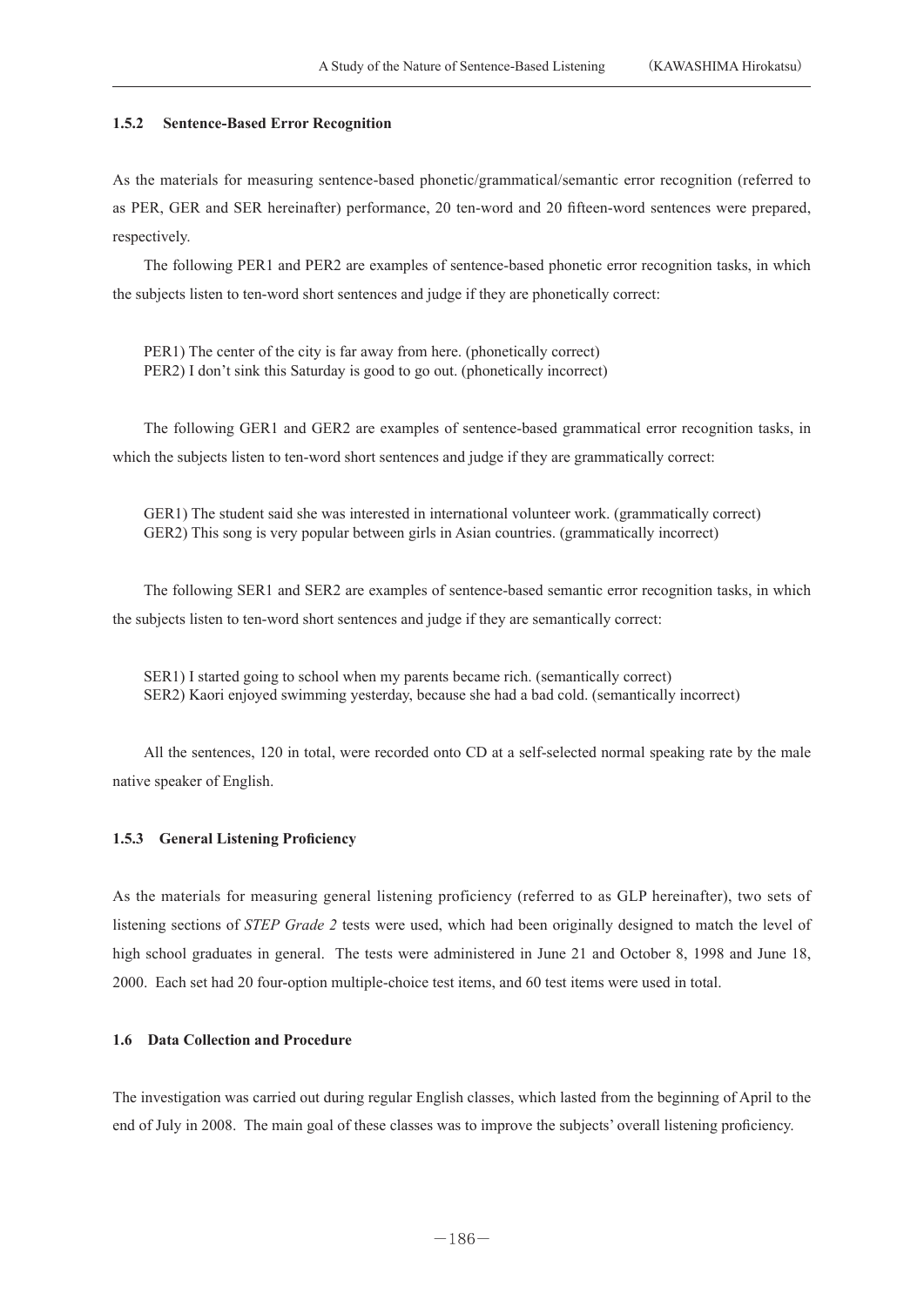### 1.5.2 Sentence-Based Error Recognition

As the materials for measuring sentence-based phonetic/grammatical/semantic error recognition (referred to as PER, GER and SER hereinafter) performance, 20 ten-word and 20 fifteen-word sentences were prepared, respectively.

The following PER1 and PER2 are examples of sentence-based phonetic error recognition tasks, in which the subjects listen to ten-word short sentences and judge if they are phonetically correct:

PER1) The center of the city is far away from here. (phonetically correct)
PER2) I don't sink this Saturday is good to go out. (phonetically incorrect)

The following GER1 and GER2 are examples of sentence-based grammatical error recognition tasks, in which the subjects listen to ten-word short sentences and judge if they are grammatically correct:

GER1) The student said she was interested in international volunteer work. (grammatically correct)
GER2) This song is very popular between girls in Asian countries. (grammatically incorrect)

The following SER1 and SER2 are examples of sentence-based semantic error recognition tasks, in which the subjects listen to ten-word short sentences and judge if they are semantically correct:

SER1) I started going to school when my parents became rich. (semantically correct)
SER2) Kaori enjoyed swimming yesterday, because she had a bad cold. (semantically incorrect)

All the sentences, 120 in total, were recorded onto CD at a self-selected normal speaking rate by the male native speaker of English.

### 1.5.3 General Listening Proficiency

As the materials for measuring general listening proficiency (referred to as GLP hereinafter), two sets of listening sections of *STEP Grade 2* tests were used, which had been originally designed to match the level of high school graduates in general. The tests were administered in June 21 and October 8, 1998 and June 18, 2000. Each set had 20 four-option multiple-choice test items, and 60 test items were used in total.

## 1.6 Data Collection and Procedure

The investigation was carried out during regular English classes, which lasted from the beginning of April to the end of July in 2008. The main goal of these classes was to improve the subjects' overall listening proficiency.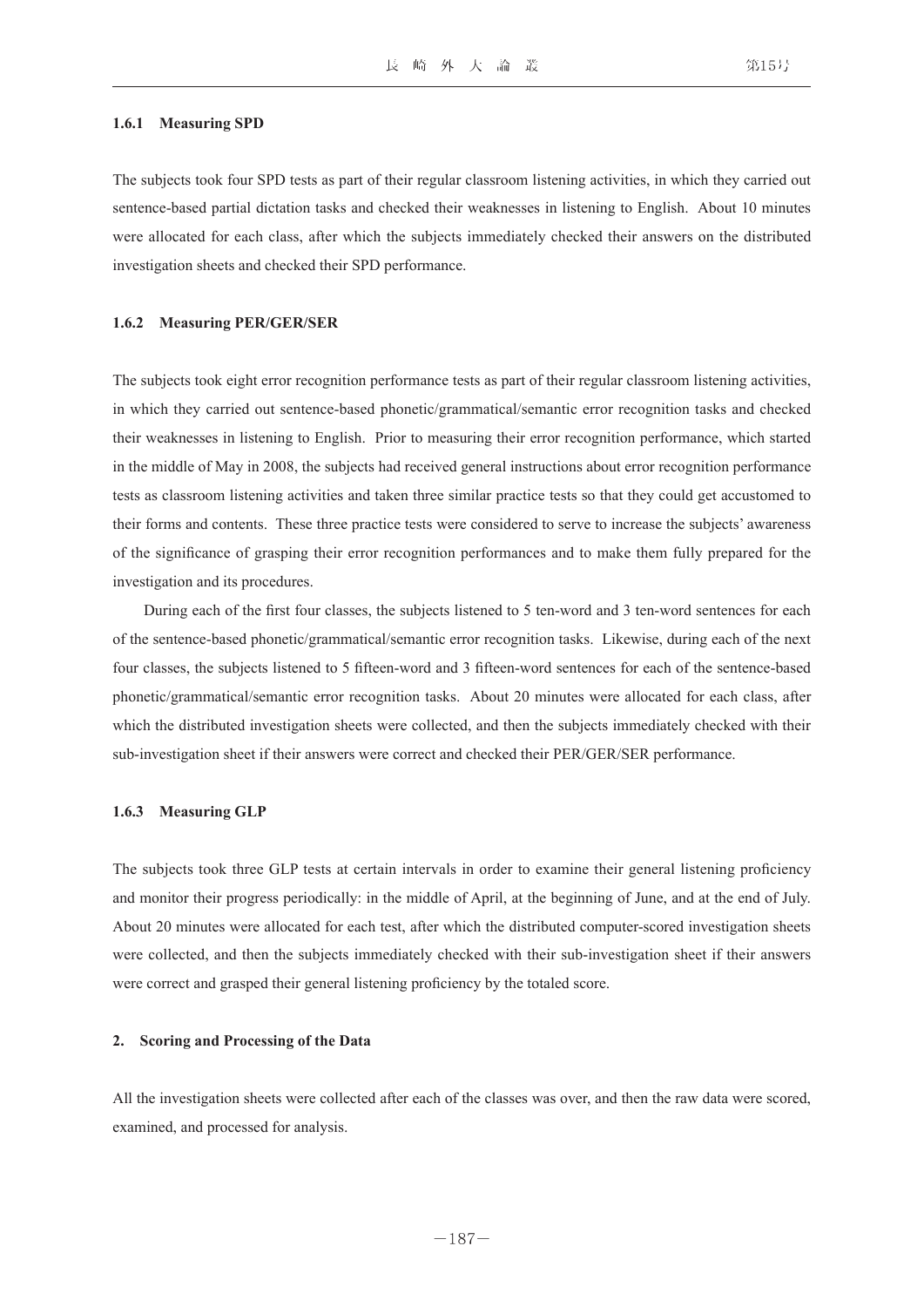### 1.6.1 Measuring SPD

The subjects took four SPD tests as part of their regular classroom listening activities, in which they carried out sentence-based partial dictation tasks and checked their weaknesses in listening to English. About 10 minutes were allocated for each class, after which the subjects immediately checked their answers on the distributed investigation sheets and checked their SPD performance.

### 1.6.2 Measuring PER/GER/SER

The subjects took eight error recognition performance tests as part of their regular classroom listening activities, in which they carried out sentence-based phonetic/grammatical/semantic error recognition tasks and checked their weaknesses in listening to English. Prior to measuring their error recognition performance, which started in the middle of May in 2008, the subjects had received general instructions about error recognition performance tests as classroom listening activities and taken three similar practice tests so that they could get accustomed to their forms and contents. These three practice tests were considered to serve to increase the subjects' awareness of the significance of grasping their error recognition performances and to make them fully prepared for the investigation and its procedures.

During each of the first four classes, the subjects listened to 5 ten-word and 3 ten-word sentences for each of the sentence-based phonetic/grammatical/semantic error recognition tasks. Likewise, during each of the next four classes, the subjects listened to 5 fifteen-word and 3 fifteen-word sentences for each of the sentence-based phonetic/grammatical/semantic error recognition tasks. About 20 minutes were allocated for each class, after which the distributed investigation sheets were collected, and then the subjects immediately checked with their sub-investigation sheet if their answers were correct and checked their PER/GER/SER performance.

### 1.6.3 Measuring GLP

The subjects took three GLP tests at certain intervals in order to examine their general listening proficiency and monitor their progress periodically: in the middle of April, at the beginning of June, and at the end of July. About 20 minutes were allocated for each test, after which the distributed computer-scored investigation sheets were collected, and then the subjects immediately checked with their sub-investigation sheet if their answers were correct and grasped their general listening proficiency by the totaled score.

## 2. Scoring and Processing of the Data

All the investigation sheets were collected after each of the classes was over, and then the raw data were scored, examined, and processed for analysis.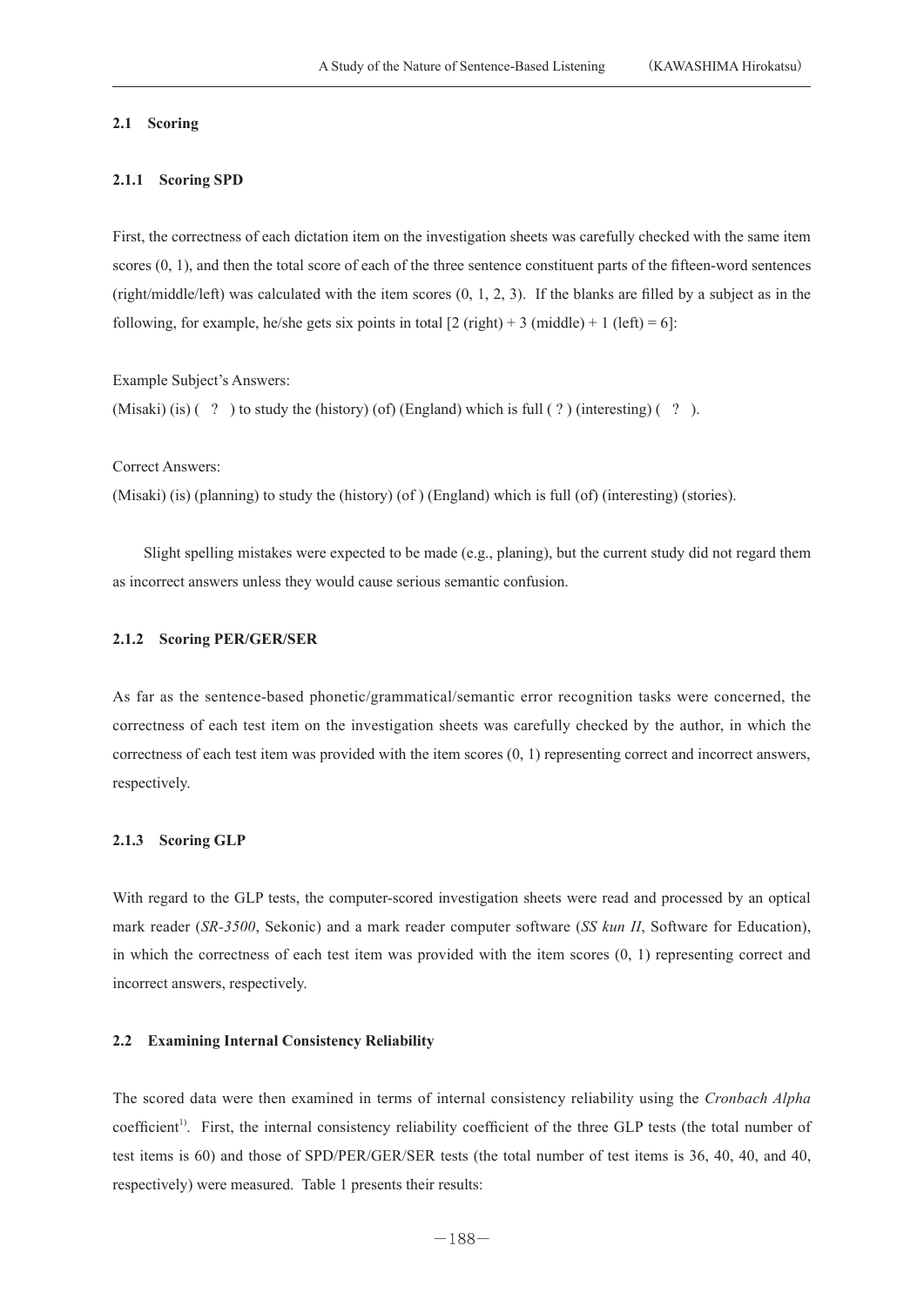### 2.1 Scoring

#### 2.1.1 Scoring SPD

First, the correctness of each dictation item on the investigation sheets was carefully checked with the same item scores (0, 1), and then the total score of each of the three sentence constituent parts of the fifteen-word sentences (right/middle/left) was calculated with the item scores (0, 1, 2, 3). If the blanks are filled by a subject as in the following, for example, he/she gets six points in total [2 (right) + 3 (middle) + 1 (left) = 6]:

Example Subject's Answers:

(Misaki) (is) ( ? ) to study the (history) (of) (England) which is full ( ? ) (interesting) ( ? ).

Correct Answers:

(Misaki) (is) (planning) to study the (history) (of ) (England) which is full (of) (interesting) (stories).

Slight spelling mistakes were expected to be made (e.g., planing), but the current study did not regard them as incorrect answers unless they would cause serious semantic confusion.

#### 2.1.2 Scoring PER/GER/SER

As far as the sentence-based phonetic/grammatical/semantic error recognition tasks were concerned, the correctness of each test item on the investigation sheets was carefully checked by the author, in which the correctness of each test item was provided with the item scores (0, 1) representing correct and incorrect answers, respectively.

#### 2.1.3 Scoring GLP

With regard to the GLP tests, the computer-scored investigation sheets were read and processed by an optical mark reader (*SR-3500*, Sekonic) and a mark reader computer software (*SS kun II*, Software for Education), in which the correctness of each test item was provided with the item scores (0, 1) representing correct and incorrect answers, respectively.

### 2.2 Examining Internal Consistency Reliability

The scored data were then examined in terms of internal consistency reliability using the *Cronbach Alpha* coefficient[1)]. First, the internal consistency reliability coefficient of the three GLP tests (the total number of test items is 60) and those of SPD/PER/GER/SER tests (the total number of test items is 36, 40, 40, and 40, respectively) were measured. Table 1 presents their results: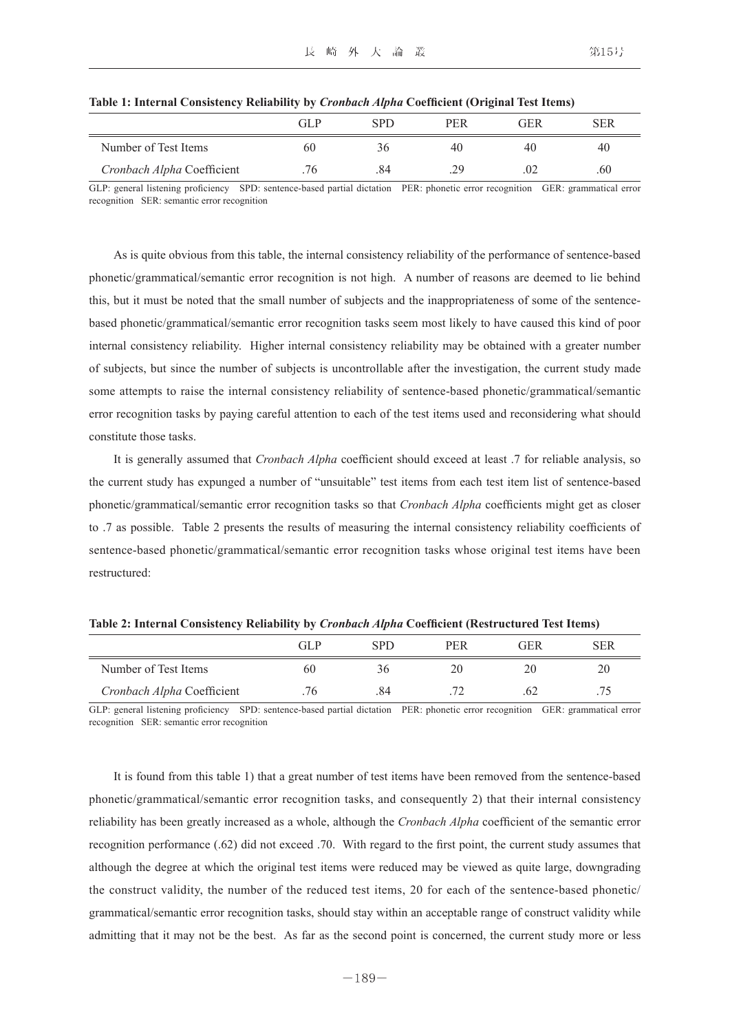**Table 1: Internal Consistency Reliability by *Cronbach Alpha* Coefficient (Original Test Items)**

| | GLP | SPD | PER | GER | SER |
|---|---|---|---|---|---|
| Number of Test Items | 60 | 36 | 40 | 40 | 40 |
| *Cronbach Alpha* Coefficient | .76 | .84 | .29 | .02 | .60 |

GLP: general listening proficiency SPD: sentence-based partial dictation PER: phonetic error recognition GER: grammatical error recognition SER: semantic error recognition

As is quite obvious from this table, the internal consistency reliability of the performance of sentence-based phonetic/grammatical/semantic error recognition is not high. A number of reasons are deemed to lie behind this, but it must be noted that the small number of subjects and the inappropriateness of some of the sentence-based phonetic/grammatical/semantic error recognition tasks seem most likely to have caused this kind of poor internal consistency reliability. Higher internal consistency reliability may be obtained with a greater number of subjects, but since the number of subjects is uncontrollable after the investigation, the current study made some attempts to raise the internal consistency reliability of sentence-based phonetic/grammatical/semantic error recognition tasks by paying careful attention to each of the test items used and reconsidering what should constitute those tasks.

It is generally assumed that *Cronbach Alpha* coefficient should exceed at least .7 for reliable analysis, so the current study has expunged a number of "unsuitable" test items from each test item list of sentence-based phonetic/grammatical/semantic error recognition tasks so that *Cronbach Alpha* coefficients might get as closer to .7 as possible. Table 2 presents the results of measuring the internal consistency reliability coefficients of sentence-based phonetic/grammatical/semantic error recognition tasks whose original test items have been restructured:

**Table 2: Internal Consistency Reliability by *Cronbach Alpha* Coefficient (Restructured Test Items)**

| | GLP | SPD | PER | GER | SER |
|---|---|---|---|---|---|
| Number of Test Items | 60 | 36 | 20 | 20 | 20 |
| *Cronbach Alpha* Coefficient | .76 | .84 | .72 | .62 | .75 |

GLP: general listening proficiency SPD: sentence-based partial dictation PER: phonetic error recognition GER: grammatical error recognition SER: semantic error recognition

It is found from this table 1) that a great number of test items have been removed from the sentence-based phonetic/grammatical/semantic error recognition tasks, and consequently 2) that their internal consistency reliability has been greatly increased as a whole, although the *Cronbach Alpha* coefficient of the semantic error recognition performance (.62) did not exceed .70. With regard to the first point, the current study assumes that although the degree at which the original test items were reduced may be viewed as quite large, downgrading the construct validity, the number of the reduced test items, 20 for each of the sentence-based phonetic/grammatical/semantic error recognition tasks, should stay within an acceptable range of construct validity while admitting that it may not be the best. As far as the second point is concerned, the current study more or less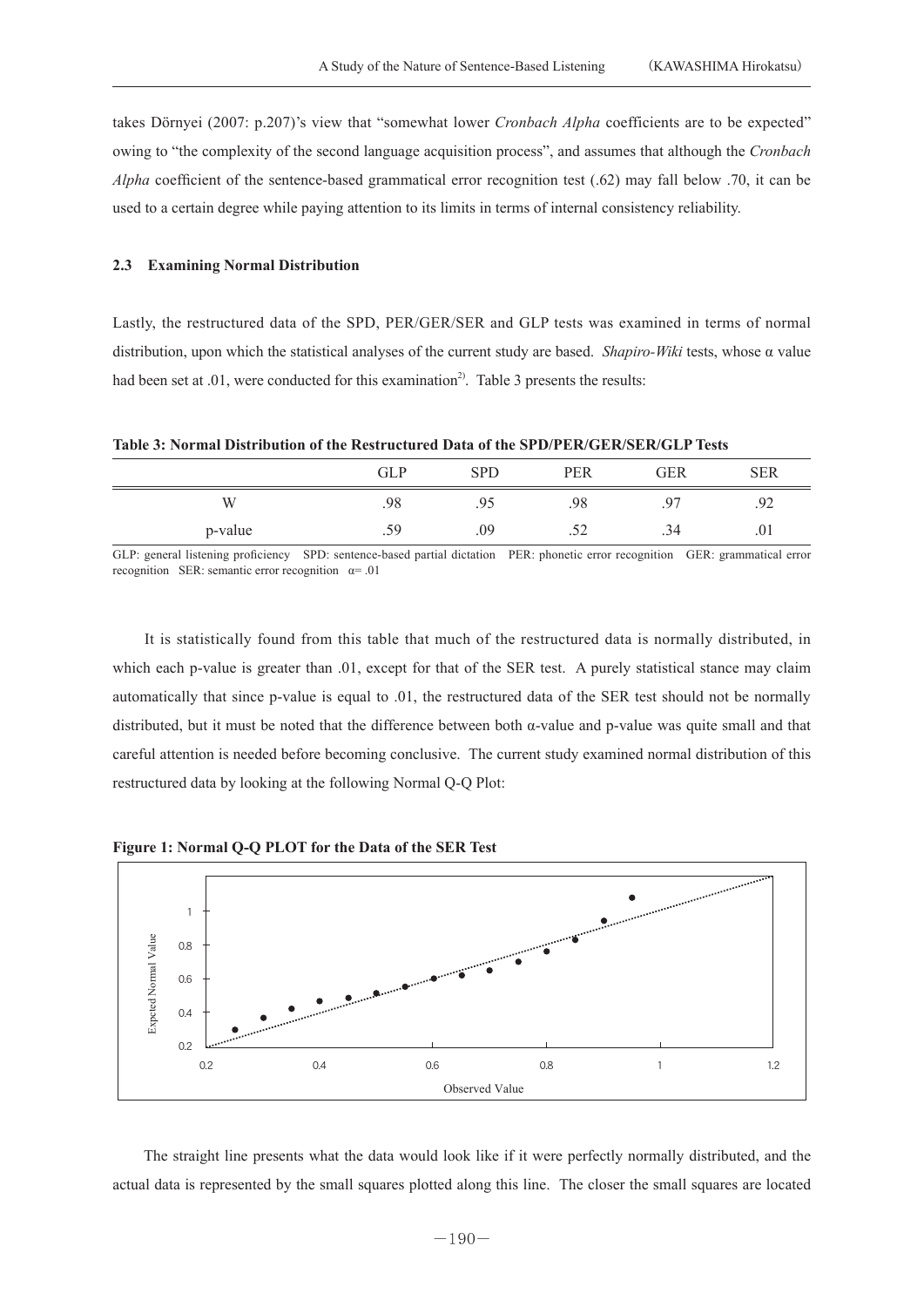takes Dörnyei (2007: p.207)'s view that "somewhat lower *Cronbach Alpha* coefficients are to be expected" owing to "the complexity of the second language acquisition process", and assumes that although the *Cronbach Alpha* coefficient of the sentence-based grammatical error recognition test (.62) may fall below .70, it can be used to a certain degree while paying attention to its limits in terms of internal consistency reliability.

### 2.3 Examining Normal Distribution

Lastly, the restructured data of the SPD, PER/GER/SER and GLP tests was examined in terms of normal distribution, upon which the statistical analyses of the current study are based. *Shapiro-Wiki* tests, whose α value had been set at .01, were conducted for this examination[2]. Table 3 presents the results:

**Table 3: Normal Distribution of the Restructured Data of the SPD/PER/GER/SER/GLP Tests**

| | GLP | SPD | PER | GER | SER |
|---|---|---|---|---|---|
| W | .98 | .95 | .98 | .97 | .92 |
| p-value | .59 | .09 | .52 | .34 | .01 |

GLP: general listening proficiency SPD: sentence-based partial dictation PER: phonetic error recognition GER: grammatical error recognition SER: semantic error recognition α= .01

It is statistically found from this table that much of the restructured data is normally distributed, in which each p-value is greater than .01, except for that of the SER test. A purely statistical stance may claim automatically that since p-value is equal to .01, the restructured data of the SER test should not be normally distributed, but it must be noted that the difference between both α-value and p-value was quite small and that careful attention is needed before becoming conclusive. The current study examined normal distribution of this restructured data by looking at the following Normal Q-Q Plot:

**Figure 1: Normal Q-Q PLOT for the Data of the SER Test**

The straight line presents what the data would look like if it were perfectly normally distributed, and the actual data is represented by the small squares plotted along this line. The closer the small squares are located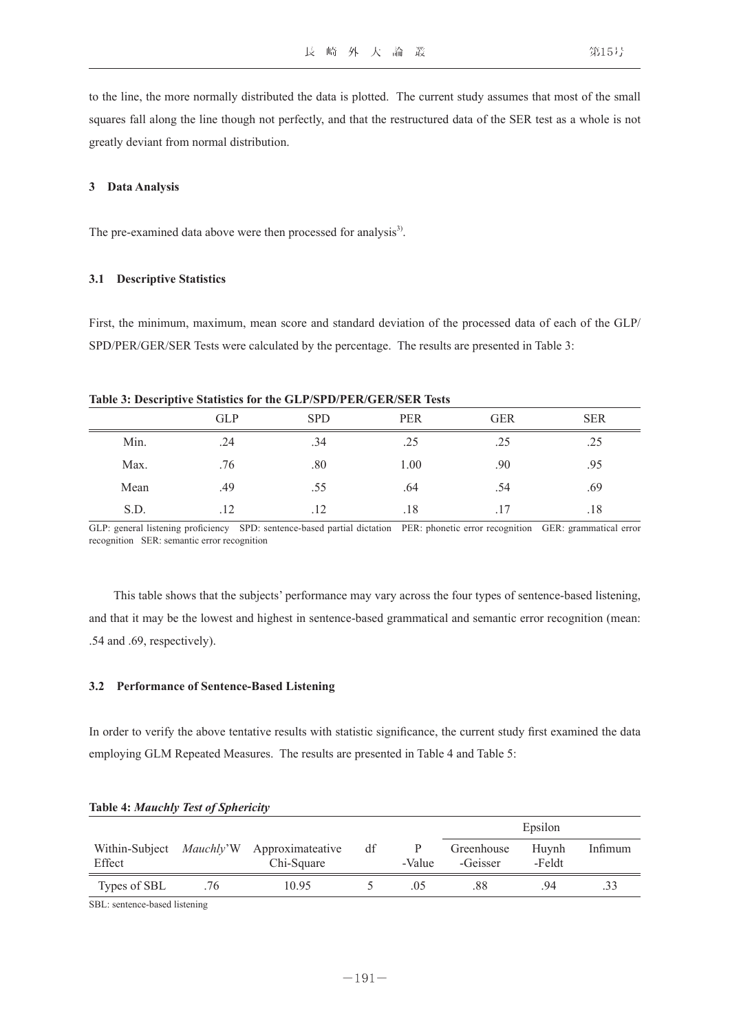to the line, the more normally distributed the data is plotted. The current study assumes that most of the small squares fall along the line though not perfectly, and that the restructured data of the SER test as a whole is not greatly deviant from normal distribution.

## 3 Data Analysis

The pre-examined data above were then processed for analysis[3].

### 3.1 Descriptive Statistics

First, the minimum, maximum, mean score and standard deviation of the processed data of each of the GLP/SPD/PER/GER/SER Tests were calculated by the percentage. The results are presented in Table 3:

**Table 3: Descriptive Statistics for the GLP/SPD/PER/GER/SER Tests**

| | GLP | SPD | PER | GER | SER |
|---|---|---|---|---|---|
| Min. | .24 | .34 | .25 | .25 | .25 |
| Max. | .76 | .80 | 1.00 | .90 | .95 |
| Mean | .49 | .55 | .64 | .54 | .69 |
| S.D. | .12 | .12 | .18 | .17 | .18 |

GLP: general listening proficiency SPD: sentence-based partial dictation PER: phonetic error recognition GER: grammatical error recognition SER: semantic error recognition

This table shows that the subjects' performance may vary across the four types of sentence-based listening, and that it may be the lowest and highest in sentence-based grammatical and semantic error recognition (mean: .54 and .69, respectively).

### 3.2 Performance of Sentence-Based Listening

In order to verify the above tentative results with statistic significance, the current study first examined the data employing GLM Repeated Measures. The results are presented in Table 4 and Table 5:

**Table 4: *Mauchly Test of Sphericity***

| | | | | | Epsilon | | |
|---|---|---|---|---|---|---|---|
| Within-Subject Effect | *Mauchly*'W | Approximateative Chi-Square | df | P -Value | Greenhouse -Geisser | Huynh -Feldt | Infimum |
| Types of SBL | .76 | 10.95 | 5 | .05 | .88 | .94 | .33 |

SBL: sentence-based listening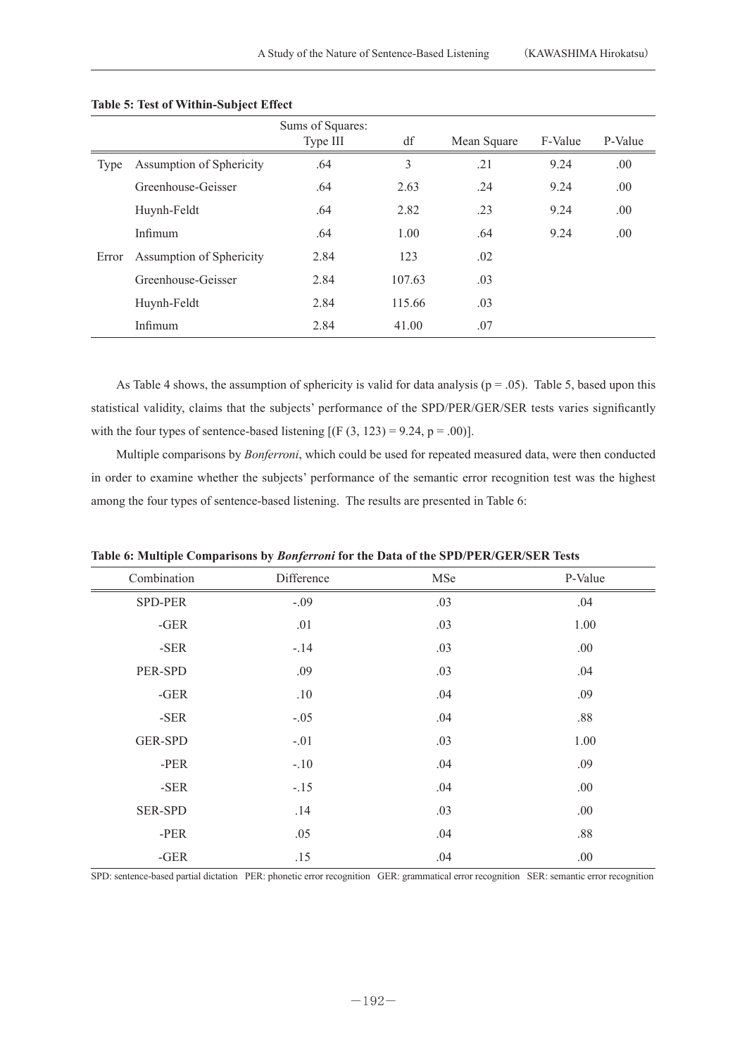**Table 5: Test of Within-Subject Effect**

| | | Sums of Squares: Type III | df | Mean Square | F-Value | P-Value |
|---|---|---|---|---|---|---|
| Type | Assumption of Sphericity | .64 | 3 | .21 | 9.24 | .00 |
| | Greenhouse-Geisser | .64 | 2.63 | .24 | 9.24 | .00 |
| | Huynh-Feldt | .64 | 2.82 | .23 | 9.24 | .00 |
| | Infimum | .64 | 1.00 | .64 | 9.24 | .00 |
| Error | Assumption of Sphericity | 2.84 | 123 | .02 | | |
| | Greenhouse-Geisser | 2.84 | 107.63 | .03 | | |
| | Huynh-Feldt | 2.84 | 115.66 | .03 | | |
| | Infimum | 2.84 | 41.00 | .07 | | |

As Table 4 shows, the assumption of sphericity is valid for data analysis ($p = .05$). Table 5, based upon this statistical validity, claims that the subjects' performance of the SPD/PER/GER/SER tests varies significantly with the four types of sentence-based listening [($F(3, 123) = 9.24$, $p = .00$)].

Multiple comparisons by *Bonferroni*, which could be used for repeated measured data, were then conducted in order to examine whether the subjects' performance of the semantic error recognition test was the highest among the four types of sentence-based listening. The results are presented in Table 6:

**Table 6: Multiple Comparisons by *Bonferroni* for the Data of the SPD/PER/GER/SER Tests**

| Combination | Difference | MSe | P-Value |
|---|---|---|---|
| SPD-PER | -.09 | .03 | .04 |
| -GER | .01 | .03 | 1.00 |
| -SER | -.14 | .03 | .00 |
| PER-SPD | .09 | .03 | .04 |
| -GER | .10 | .04 | .09 |
| -SER | -.05 | .04 | .88 |
| GER-SPD | -.01 | .03 | 1.00 |
| -PER | -.10 | .04 | .09 |
| -SER | -.15 | .04 | .00 |
| SER-SPD | .14 | .03 | .00 |
| -PER | .05 | .04 | .88 |
| -GER | .15 | .04 | .00 |

SPD: sentence-based partial dictation PER: phonetic error recognition GER: grammatical error recognition SER: semantic error recognition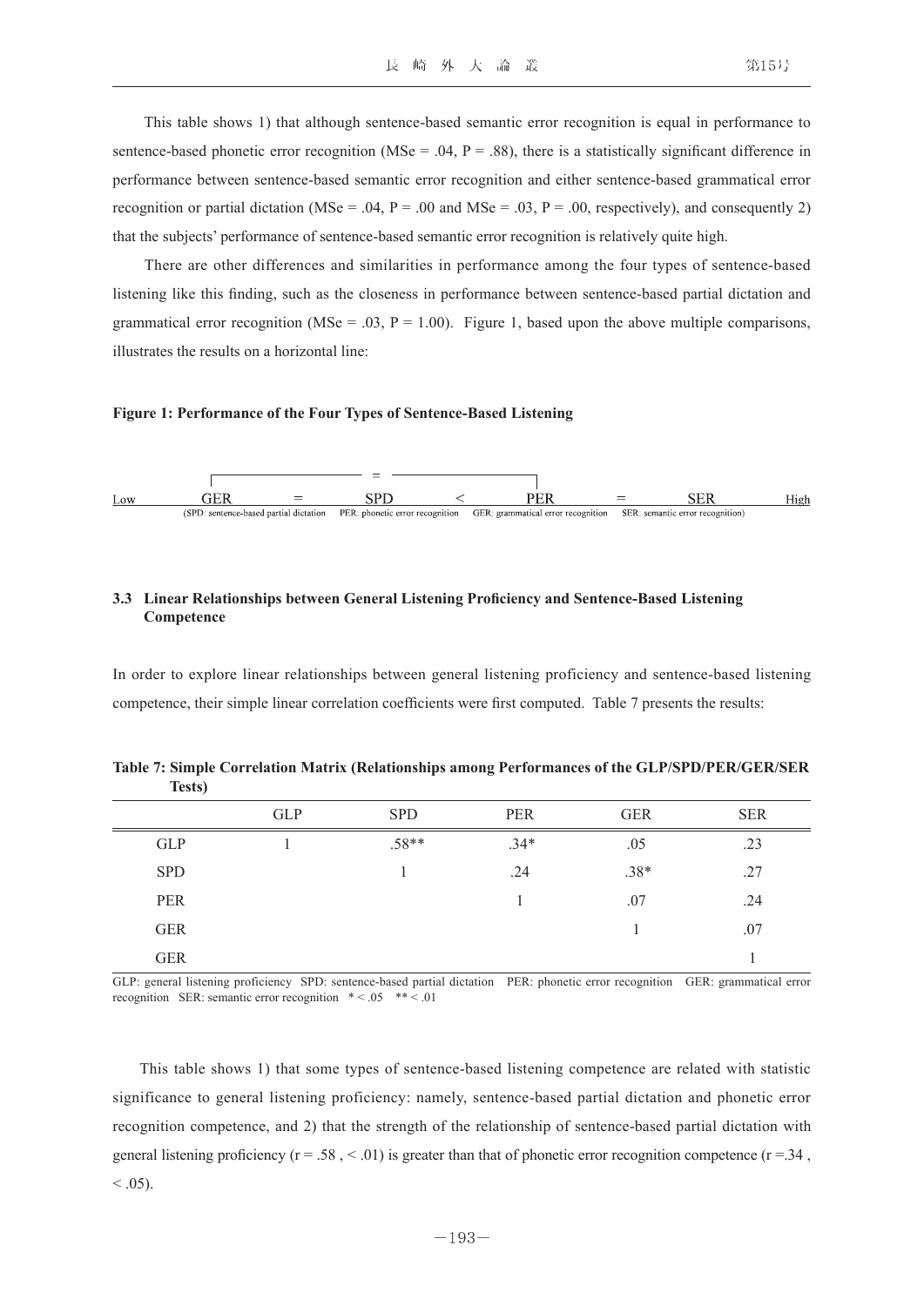This table shows 1) that although sentence-based semantic error recognition is equal in performance to sentence-based phonetic error recognition (MSe = .04, P = .88), there is a statistically significant difference in performance between sentence-based semantic error recognition and either sentence-based grammatical error recognition or partial dictation (MSe = .04, P = .00 and MSe = .03, P = .00, respectively), and consequently 2) that the subjects' performance of sentence-based semantic error recognition is relatively quite high.

There are other differences and similarities in performance among the four types of sentence-based listening like this finding, such as the closeness in performance between sentence-based partial dictation and grammatical error recognition (MSe = .03, P = 1.00). Figure 1, based upon the above multiple comparisons, illustrates the results on a horizontal line:

**Figure 1: Performance of the Four Types of Sentence-Based Listening**

```
                 ┌──────────────── = ────────────────┐
Low        GER          =          SPD          <          PER          =          SER          High
```

(SPD: sentence-based partial dictation PER: phonetic error recognition GER: grammatical error recognition SER: semantic error recognition)

### 3.3 Linear Relationships between General Listening Proficiency and Sentence-Based Listening Competence

In order to explore linear relationships between general listening proficiency and sentence-based listening competence, their simple linear correlation coefficients were first computed. Table 7 presents the results:

**Table 7: Simple Correlation Matrix (Relationships among Performances of the GLP/SPD/PER/GER/SER Tests)**

| | GLP | SPD | PER | GER | SER |
|---|---|---|---|---|---|
| GLP | 1 | .58** | .34* | .05 | .23 |
| SPD | | 1 | .24 | .38* | .27 |
| PER | | | 1 | .07 | .24 |
| GER | | | | 1 | .07 |
| GER | | | | | 1 |

GLP: general listening proficiency SPD: sentence-based partial dictation PER: phonetic error recognition GER: grammatical error recognition SER: semantic error recognition * < .05 ** < .01

This table shows 1) that some types of sentence-based listening competence are related with statistic significance to general listening proficiency: namely, sentence-based partial dictation and phonetic error recognition competence, and 2) that the strength of the relationship of sentence-based partial dictation with general listening proficiency (r = .58 , < .01) is greater than that of phonetic error recognition competence (r =.34 , < .05).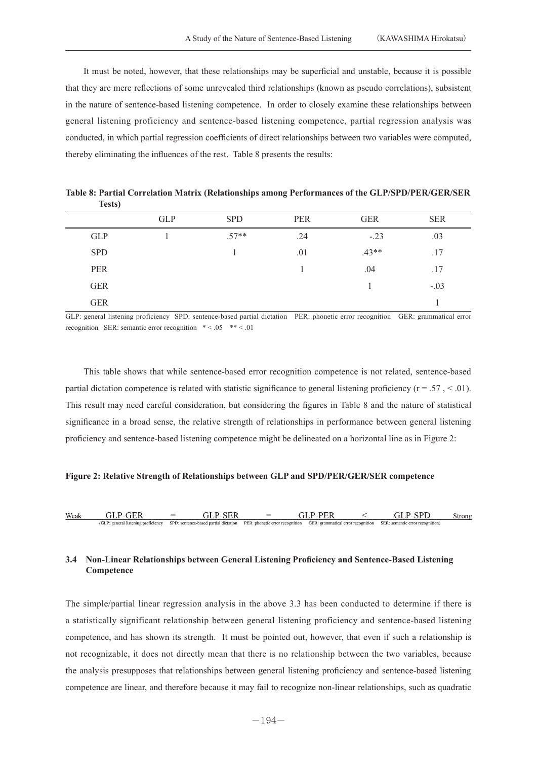It must be noted, however, that these relationships may be superficial and unstable, because it is possible that they are mere reflections of some unrevealed third relationships (known as pseudo correlations), subsistent in the nature of sentence-based listening competence. In order to closely examine these relationships between general listening proficiency and sentence-based listening competence, partial regression analysis was conducted, in which partial regression coefficients of direct relationships between two variables were computed, thereby eliminating the influences of the rest. Table 8 presents the results:

**Table 8: Partial Correlation Matrix (Relationships among Performances of the GLP/SPD/PER/GER/SER Tests)**

| | GLP | SPD | PER | GER | SER |
|---|---|---|---|---|---|
| GLP | 1 | .57** | .24 | -.23 | .03 |
| SPD | | 1 | .01 | .43** | .17 |
| PER | | | 1 | .04 | .17 |
| GER | | | | 1 | -.03 |
| GER | | | | | 1 |

GLP: general listening proficiency SPD: sentence-based partial dictation PER: phonetic error recognition GER: grammatical error recognition SER: semantic error recognition * < .05 ** < .01

This table shows that while sentence-based error recognition competence is not related, sentence-based partial dictation competence is related with statistic significance to general listening proficiency (r = .57 , < .01). This result may need careful consideration, but considering the figures in Table 8 and the nature of statistical significance in a broad sense, the relative strength of relationships in performance between general listening proficiency and sentence-based listening competence might be delineated on a horizontal line as in Figure 2:

**Figure 2: Relative Strength of Relationships between GLP and SPD/PER/GER/SER competence**

Weak GLP-GER = GLP-SER = GLP-PER < GLP-SPD Strong

(GLP: general listening proficiency SPD: sentence-based partial dictation PER: phonetic error recognition GER: grammatical error recognition SER: semantic error recognition)

### 3.4 Non-Linear Relationships between General Listening Proficiency and Sentence-Based Listening Competence

The simple/partial linear regression analysis in the above 3.3 has been conducted to determine if there is a statistically significant relationship between general listening proficiency and sentence-based listening competence, and has shown its strength. It must be pointed out, however, that even if such a relationship is not recognizable, it does not directly mean that there is no relationship between the two variables, because the analysis presupposes that relationships between general listening proficiency and sentence-based listening competence are linear, and therefore because it may fail to recognize non-linear relationships, such as quadratic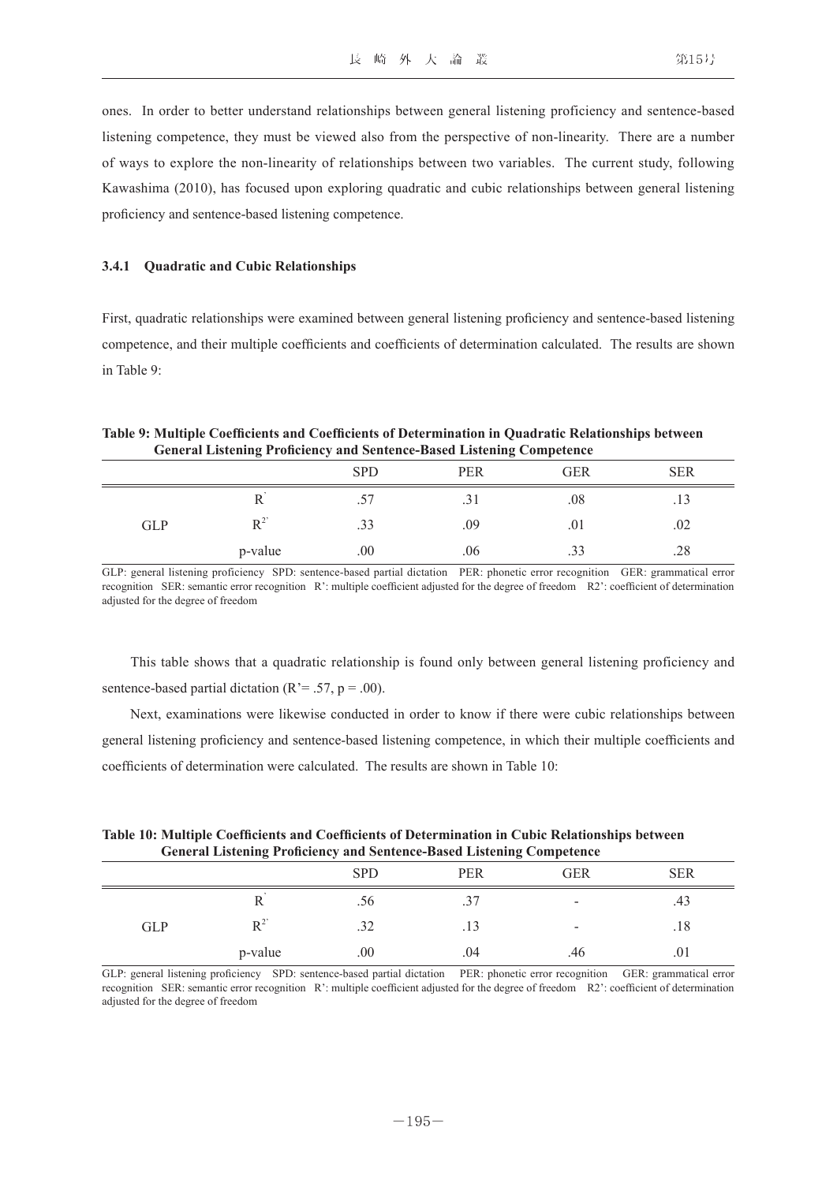ones. In order to better understand relationships between general listening proficiency and sentence-based listening competence, they must be viewed also from the perspective of non-linearity. There are a number of ways to explore the non-linearity of relationships between two variables. The current study, following Kawashima (2010), has focused upon exploring quadratic and cubic relationships between general listening proficiency and sentence-based listening competence.

#### 3.4.1 Quadratic and Cubic Relationships

First, quadratic relationships were examined between general listening proficiency and sentence-based listening competence, and their multiple coefficients and coefficients of determination calculated. The results are shown in Table 9:

**Table 9: Multiple Coefficients and Coefficients of Determination in Quadratic Relationships between General Listening Proficiency and Sentence-Based Listening Competence**

| | | SPD | PER | GER | SER |
|---|---|---|---|---|---|
| GLP | R' | .57 | .31 | .08 | .13 |
| | $R^{2'}$ | .33 | .09 | .01 | .02 |
| | p-value | .00 | .06 | .33 | .28 |

GLP: general listening proficiency SPD: sentence-based partial dictation PER: phonetic error recognition GER: grammatical error recognition SER: semantic error recognition R': multiple coefficient adjusted for the degree of freedom R2': coefficient of determination adjusted for the degree of freedom

This table shows that a quadratic relationship is found only between general listening proficiency and sentence-based partial dictation (R'= .57, p = .00).

Next, examinations were likewise conducted in order to know if there were cubic relationships between general listening proficiency and sentence-based listening competence, in which their multiple coefficients and coefficients of determination were calculated. The results are shown in Table 10:

**Table 10: Multiple Coefficients and Coefficients of Determination in Cubic Relationships between General Listening Proficiency and Sentence-Based Listening Competence**

| | | SPD | PER | GER | SER |
|---|---|---|---|---|---|
| GLP | R' | .56 | .37 | - | .43 |
| | $R^{2'}$ | .32 | .13 | - | .18 |
| | p-value | .00 | .04 | .46 | .01 |

GLP: general listening proficiency SPD: sentence-based partial dictation PER: phonetic error recognition GER: grammatical error recognition SER: semantic error recognition R': multiple coefficient adjusted for the degree of freedom R2': coefficient of determination adjusted for the degree of freedom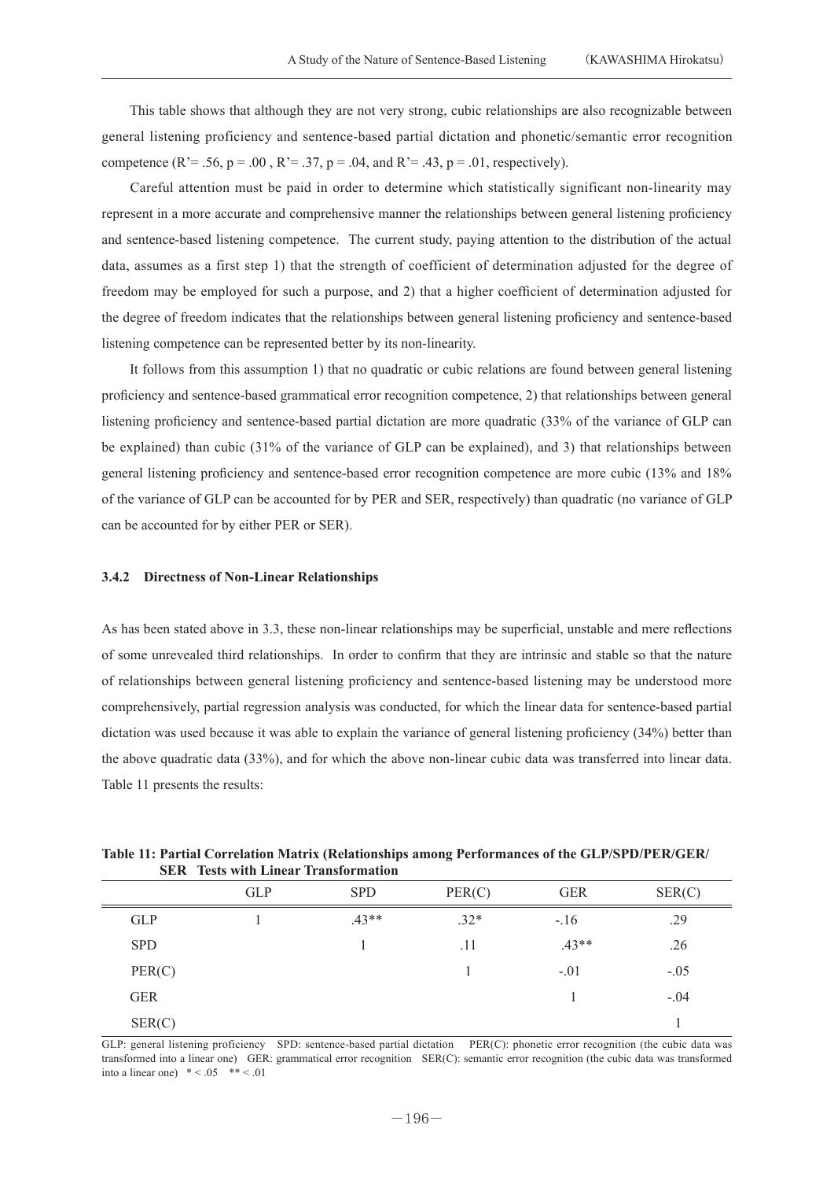This table shows that although they are not very strong, cubic relationships are also recognizable between general listening proficiency and sentence-based partial dictation and phonetic/semantic error recognition competence (R'= .56, p = .00 , R'= .37, p = .04, and R'= .43, p = .01, respectively).

Careful attention must be paid in order to determine which statistically significant non-linearity may represent in a more accurate and comprehensive manner the relationships between general listening proficiency and sentence-based listening competence. The current study, paying attention to the distribution of the actual data, assumes as a first step 1) that the strength of coefficient of determination adjusted for the degree of freedom may be employed for such a purpose, and 2) that a higher coefficient of determination adjusted for the degree of freedom indicates that the relationships between general listening proficiency and sentence-based listening competence can be represented better by its non-linearity.

It follows from this assumption 1) that no quadratic or cubic relations are found between general listening proficiency and sentence-based grammatical error recognition competence, 2) that relationships between general listening proficiency and sentence-based partial dictation are more quadratic (33% of the variance of GLP can be explained) than cubic (31% of the variance of GLP can be explained), and 3) that relationships between general listening proficiency and sentence-based error recognition competence are more cubic (13% and 18% of the variance of GLP can be accounted for by PER and SER, respectively) than quadratic (no variance of GLP can be accounted for by either PER or SER).

### 3.4.2 Directness of Non-Linear Relationships

As has been stated above in 3.3, these non-linear relationships may be superficial, unstable and mere reflections of some unrevealed third relationships. In order to confirm that they are intrinsic and stable so that the nature of relationships between general listening proficiency and sentence-based listening may be understood more comprehensively, partial regression analysis was conducted, for which the linear data for sentence-based partial dictation was used because it was able to explain the variance of general listening proficiency (34%) better than the above quadratic data (33%), and for which the above non-linear cubic data was transferred into linear data. Table 11 presents the results:

**Table 11: Partial Correlation Matrix (Relationships among Performances of the GLP/SPD/PER/GER/SER Tests with Linear Transformation**

| | GLP | SPD | PER(C) | GER | SER(C) |
|---|---|---|---|---|---|
| GLP | 1 | .43** | .32* | -.16 | .29 |
| SPD | | 1 | .11 | .43** | .26 |
| PER(C) | | | 1 | -.01 | -.05 |
| GER | | | | 1 | -.04 |
| SER(C) | | | | | 1 |

GLP: general listening proficiency SPD: sentence-based partial dictation PER(C): phonetic error recognition (the cubic data was transformed into a linear one) GER: grammatical error recognition SER(C): semantic error recognition (the cubic data was transformed into a linear one) * < .05 ** < .01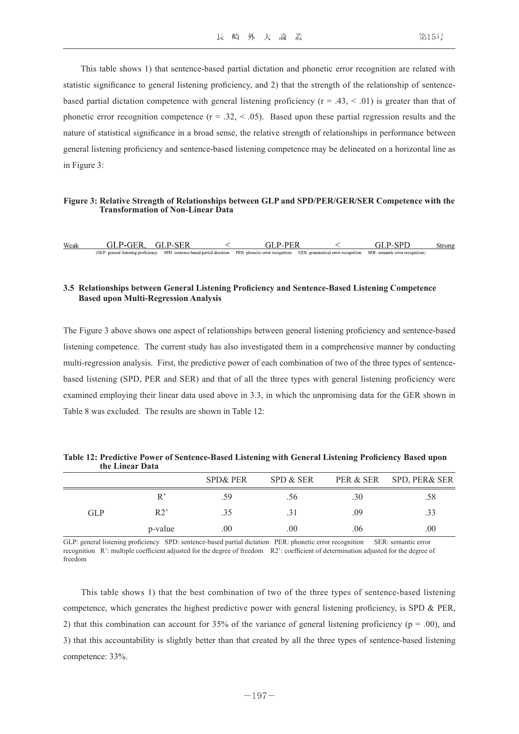This table shows 1) that sentence-based partial dictation and phonetic error recognition are related with statistic significance to general listening proficiency, and 2) that the strength of the relationship of sentence-based partial dictation competence with general listening proficiency ($r = .43, < .01$) is greater than that of phonetic error recognition competence ($r = .32, < .05$). Based upon these partial regression results and the nature of statistical significance in a broad sense, the relative strength of relationships in performance between general listening proficiency and sentence-based listening competence may be delineated on a horizontal line as in Figure 3:

**Figure 3: Relative Strength of Relationships between GLP and SPD/PER/GER/SER Competence with the Transformation of Non-Linear Data**

Weak GLP-GER, GLP-SER < GLP-PER < GLP-SPD Strong

(GLP: general listening proficiency SPD: sentence-based partial dictation PER: phonetic error recognition GER: grammatical error recognition SER: semantic error recognition)

### 3.5 Relationships between General Listening Proficiency and Sentence-Based Listening Competence Based upon Multi-Regression Analysis

The Figure 3 above shows one aspect of relationships between general listening proficiency and sentence-based listening competence. The current study has also investigated them in a comprehensive manner by conducting multi-regression analysis. First, the predictive power of each combination of two of the three types of sentence-based listening (SPD, PER and SER) and that of all the three types with general listening proficiency were examined employing their linear data used above in 3.3, in which the unpromising data for the GER shown in Table 8 was excluded. The results are shown in Table 12:

**Table 12: Predictive Power of Sentence-Based Listening with General Listening Proficiency Based upon the Linear Data**

| | | SPD& PER | SPD & SER | PER & SER | SPD, PER& SER |
|---|---|---|---|---|---|
| GLP | R' | .59 | .56 | .30 | .58 |
| | R2' | .35 | .31 | .09 | .33 |
| | p-value | .00 | .00 | .06 | .00 |

GLP: general listening proficiency SPD: sentence-based partial dictation PER: phonetic error recognition SER: semantic error recognition R': multiple coefficient adjusted for the degree of freedom R2': coefficient of determination adjusted for the degree of freedom

This table shows 1) that the best combination of two of the three types of sentence-based listening competence, which generates the highest predictive power with general listening proficiency, is SPD & PER, 2) that this combination can account for 35% of the variance of general listening proficiency ($p = .00$), and 3) that this accountability is slightly better than that created by all the three types of sentence-based listening competence: 33%.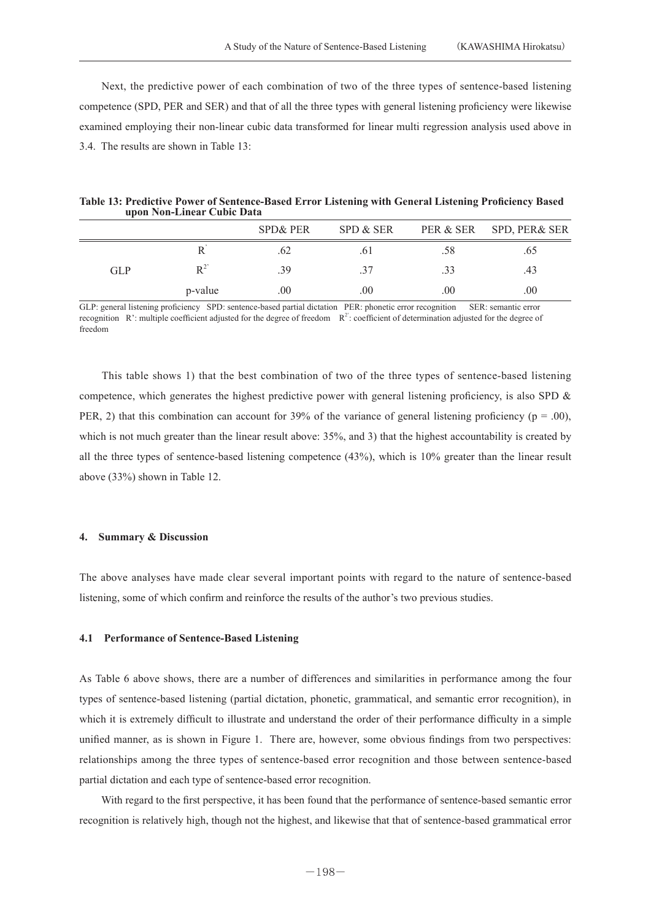Next, the predictive power of each combination of two of the three types of sentence-based listening competence (SPD, PER and SER) and that of all the three types with general listening proficiency were likewise examined employing their non-linear cubic data transformed for linear multi regression analysis used above in 3.4. The results are shown in Table 13:

**Table 13: Predictive Power of Sentence-Based Error Listening with General Listening Proficiency Based upon Non-Linear Cubic Data**

| | | SPD& PER | SPD & SER | PER & SER | SPD, PER& SER |
|---|---|---|---|---|---|
| GLP | R' | .62 | .61 | .58 | .65 |
| | $R^{2'}$ | .39 | .37 | .33 | .43 |
| | p-value | .00 | .00 | .00 | .00 |

GLP: general listening proficiency SPD: sentence-based partial dictation PER: phonetic error recognition SER: semantic error recognition R': multiple coefficient adjusted for the degree of freedom $R^{2'}$: coefficient of determination adjusted for the degree of freedom

This table shows 1) that the best combination of two of the three types of sentence-based listening competence, which generates the highest predictive power with general listening proficiency, is also SPD & PER, 2) that this combination can account for 39% of the variance of general listening proficiency ($p = .00$), which is not much greater than the linear result above: 35%, and 3) that the highest accountability is created by all the three types of sentence-based listening competence (43%), which is 10% greater than the linear result above (33%) shown in Table 12.

#### 4. Summary & Discussion

The above analyses have made clear several important points with regard to the nature of sentence-based listening, some of which confirm and reinforce the results of the author's two previous studies.

#### 4.1 Performance of Sentence-Based Listening

As Table 6 above shows, there are a number of differences and similarities in performance among the four types of sentence-based listening (partial dictation, phonetic, grammatical, and semantic error recognition), in which it is extremely difficult to illustrate and understand the order of their performance difficulty in a simple unified manner, as is shown in Figure 1. There are, however, some obvious findings from two perspectives: relationships among the three types of sentence-based error recognition and those between sentence-based partial dictation and each type of sentence-based error recognition.

With regard to the first perspective, it has been found that the performance of sentence-based semantic error recognition is relatively high, though not the highest, and likewise that that of sentence-based grammatical error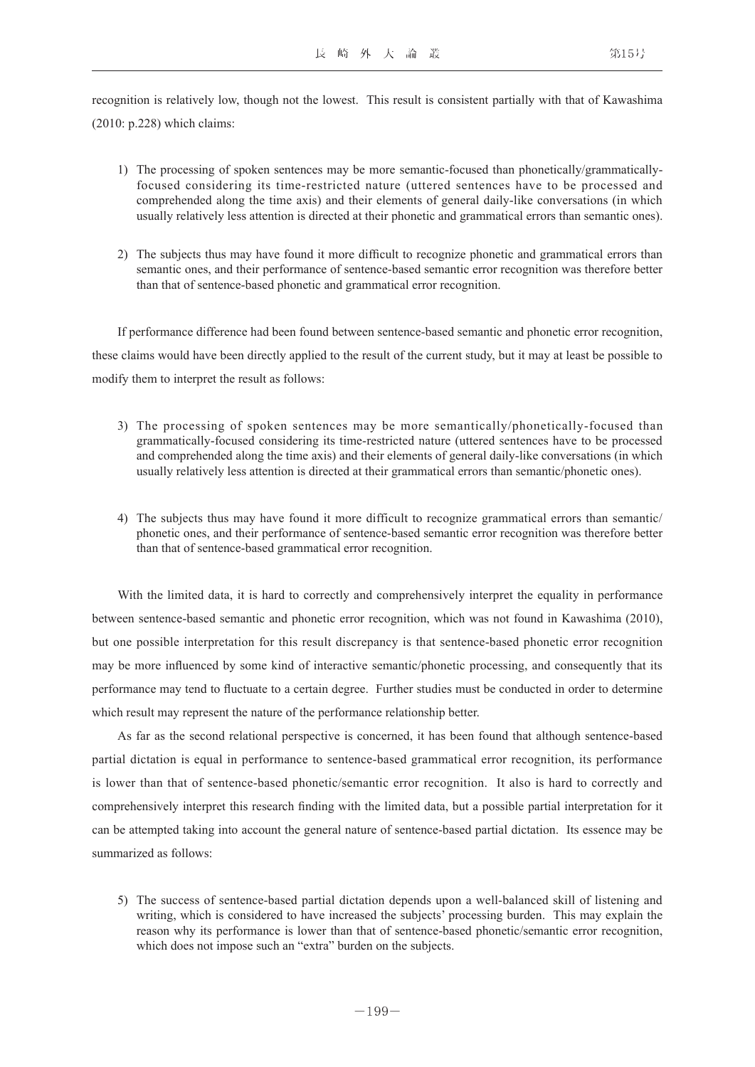recognition is relatively low, though not the lowest. This result is consistent partially with that of Kawashima (2010: p.228) which claims:

1) The processing of spoken sentences may be more semantic-focused than phonetically/grammatically-focused considering its time-restricted nature (uttered sentences have to be processed and comprehended along the time axis) and their elements of general daily-like conversations (in which usually relatively less attention is directed at their phonetic and grammatical errors than semantic ones).

2) The subjects thus may have found it more difficult to recognize phonetic and grammatical errors than semantic ones, and their performance of sentence-based semantic error recognition was therefore better than that of sentence-based phonetic and grammatical error recognition.

If performance difference had been found between sentence-based semantic and phonetic error recognition, these claims would have been directly applied to the result of the current study, but it may at least be possible to modify them to interpret the result as follows:

3) The processing of spoken sentences may be more semantically/phonetically-focused than grammatically-focused considering its time-restricted nature (uttered sentences have to be processed and comprehended along the time axis) and their elements of general daily-like conversations (in which usually relatively less attention is directed at their grammatical errors than semantic/phonetic ones).

4) The subjects thus may have found it more difficult to recognize grammatical errors than semantic/phonetic ones, and their performance of sentence-based semantic error recognition was therefore better than that of sentence-based grammatical error recognition.

With the limited data, it is hard to correctly and comprehensively interpret the equality in performance between sentence-based semantic and phonetic error recognition, which was not found in Kawashima (2010), but one possible interpretation for this result discrepancy is that sentence-based phonetic error recognition may be more influenced by some kind of interactive semantic/phonetic processing, and consequently that its performance may tend to fluctuate to a certain degree. Further studies must be conducted in order to determine which result may represent the nature of the performance relationship better.

As far as the second relational perspective is concerned, it has been found that although sentence-based partial dictation is equal in performance to sentence-based grammatical error recognition, its performance is lower than that of sentence-based phonetic/semantic error recognition. It also is hard to correctly and comprehensively interpret this research finding with the limited data, but a possible partial interpretation for it can be attempted taking into account the general nature of sentence-based partial dictation. Its essence may be summarized as follows:

5) The success of sentence-based partial dictation depends upon a well-balanced skill of listening and writing, which is considered to have increased the subjects' processing burden. This may explain the reason why its performance is lower than that of sentence-based phonetic/semantic error recognition, which does not impose such an "extra" burden on the subjects.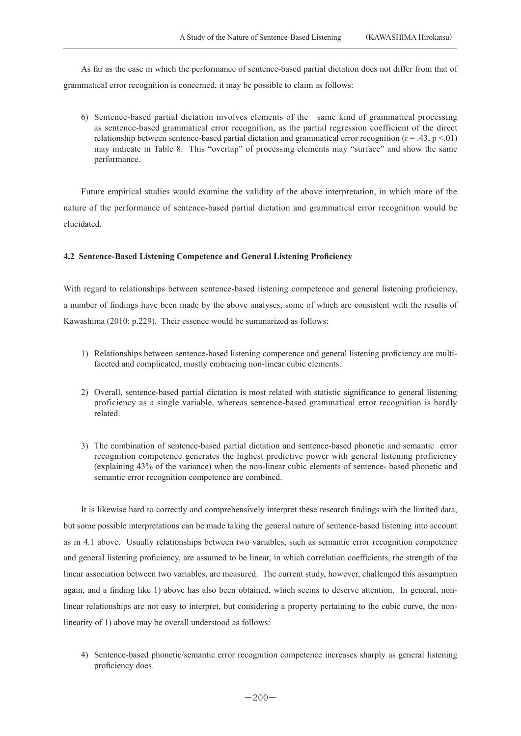As far as the case in which the performance of sentence-based partial dictation does not differ from that of grammatical error recognition is concerned, it may be possible to claim as follows:

6) Sentence-based partial dictation involves elements of the-- same kind of grammatical processing as sentence-based grammatical error recognition, as the partial regression coefficient of the direct relationship between sentence-based partial dictation and grammatical error recognition ($r = .43$, $p < .01$) may indicate in Table 8. This "overlap" of processing elements may "surface" and show the same performance.

Future empirical studies would examine the validity of the above interpretation, in which more of the nature of the performance of sentence-based partial dictation and grammatical error recognition would be elucidated.

### 4.2 Sentence-Based Listening Competence and General Listening Proficiency

With regard to relationships between sentence-based listening competence and general listening proficiency, a number of findings have been made by the above analyses, some of which are consistent with the results of Kawashima (2010: p.229). Their essence would be summarized as follows:

1) Relationships between sentence-based listening competence and general listening proficiency are multi-faceted and complicated, mostly embracing non-linear cubic elements.

2) Overall, sentence-based partial dictation is most related with statistic significance to general listening proficiency as a single variable, whereas sentence-based grammatical error recognition is hardly related.

3) The combination of sentence-based partial dictation and sentence-based phonetic and semantic error recognition competence generates the highest predictive power with general listening proficiency (explaining 43% of the variance) when the non-linear cubic elements of sentence- based phonetic and semantic error recognition competence are combined.

It is likewise hard to correctly and comprehensively interpret these research findings with the limited data, but some possible interpretations can be made taking the general nature of sentence-based listening into account as in 4.1 above. Usually relationships between two variables, such as semantic error recognition competence and general listening proficiency, are assumed to be linear, in which correlation coefficients, the strength of the linear association between two variables, are measured. The current study, however, challenged this assumption again, and a finding like 1) above has also been obtained, which seems to deserve attention. In general, non-linear relationships are not easy to interpret, but considering a property pertaining to the cubic curve, the non-linearity of 1) above may be overall understood as follows:

4) Sentence-based phonetic/semantic error recognition competence increases sharply as general listening proficiency does.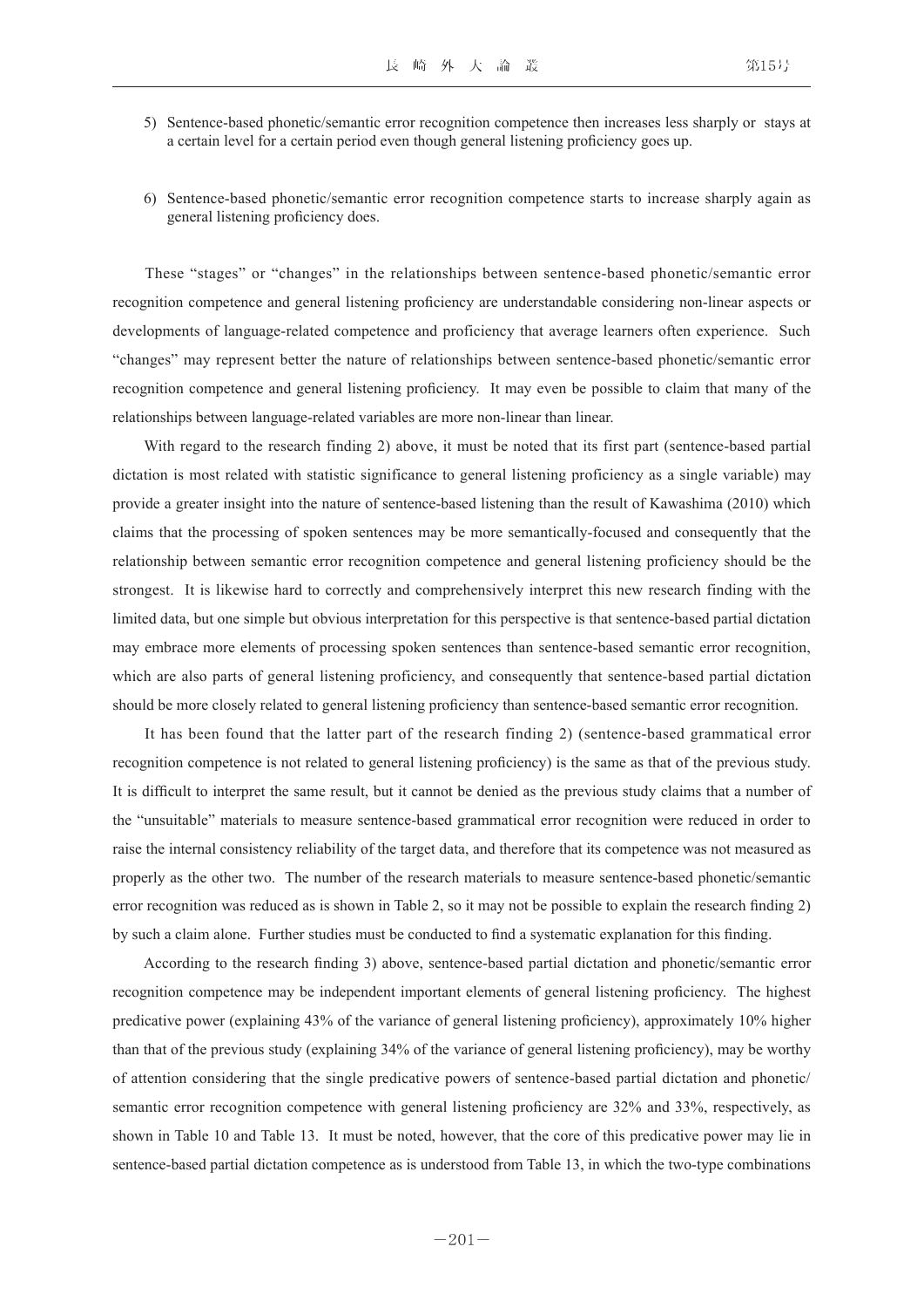5) Sentence-based phonetic/semantic error recognition competence then increases less sharply or stays at a certain level for a certain period even though general listening proficiency goes up.

6) Sentence-based phonetic/semantic error recognition competence starts to increase sharply again as general listening proficiency does.

These "stages" or "changes" in the relationships between sentence-based phonetic/semantic error recognition competence and general listening proficiency are understandable considering non-linear aspects or developments of language-related competence and proficiency that average learners often experience. Such "changes" may represent better the nature of relationships between sentence-based phonetic/semantic error recognition competence and general listening proficiency. It may even be possible to claim that many of the relationships between language-related variables are more non-linear than linear.

With regard to the research finding 2) above, it must be noted that its first part (sentence-based partial dictation is most related with statistic significance to general listening proficiency as a single variable) may provide a greater insight into the nature of sentence-based listening than the result of Kawashima (2010) which claims that the processing of spoken sentences may be more semantically-focused and consequently that the relationship between semantic error recognition competence and general listening proficiency should be the strongest. It is likewise hard to correctly and comprehensively interpret this new research finding with the limited data, but one simple but obvious interpretation for this perspective is that sentence-based partial dictation may embrace more elements of processing spoken sentences than sentence-based semantic error recognition, which are also parts of general listening proficiency, and consequently that sentence-based partial dictation should be more closely related to general listening proficiency than sentence-based semantic error recognition.

It has been found that the latter part of the research finding 2) (sentence-based grammatical error recognition competence is not related to general listening proficiency) is the same as that of the previous study. It is difficult to interpret the same result, but it cannot be denied as the previous study claims that a number of the "unsuitable" materials to measure sentence-based grammatical error recognition were reduced in order to raise the internal consistency reliability of the target data, and therefore that its competence was not measured as properly as the other two. The number of the research materials to measure sentence-based phonetic/semantic error recognition was reduced as is shown in Table 2, so it may not be possible to explain the research finding 2) by such a claim alone. Further studies must be conducted to find a systematic explanation for this finding.

According to the research finding 3) above, sentence-based partial dictation and phonetic/semantic error recognition competence may be independent important elements of general listening proficiency. The highest predicative power (explaining 43% of the variance of general listening proficiency), approximately 10% higher than that of the previous study (explaining 34% of the variance of general listening proficiency), may be worthy of attention considering that the single predicative powers of sentence-based partial dictation and phonetic/semantic error recognition competence with general listening proficiency are 32% and 33%, respectively, as shown in Table 10 and Table 13. It must be noted, however, that the core of this predicative power may lie in sentence-based partial dictation competence as is understood from Table 13, in which the two-type combinations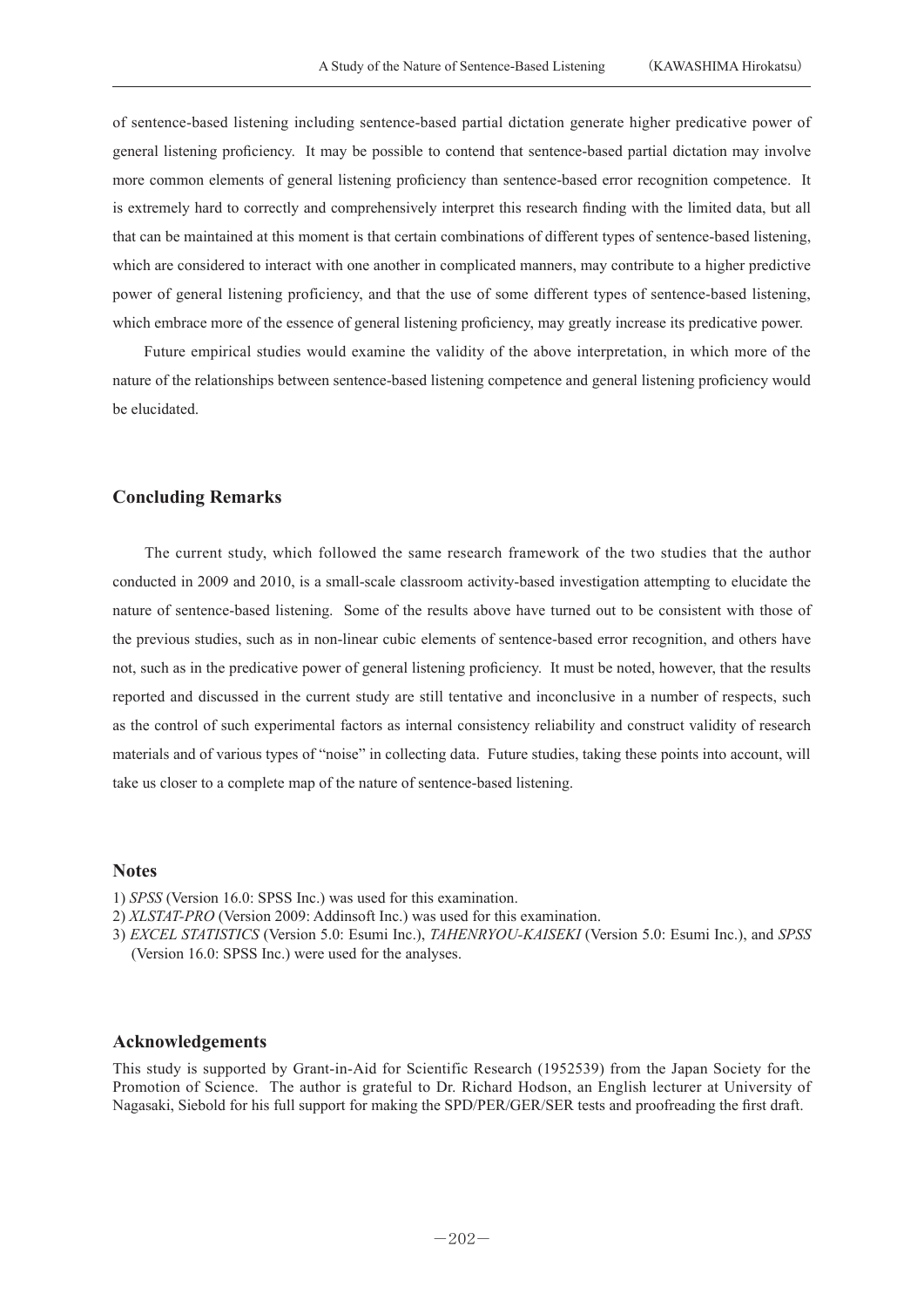of sentence-based listening including sentence-based partial dictation generate higher predicative power of general listening proficiency. It may be possible to contend that sentence-based partial dictation may involve more common elements of general listening proficiency than sentence-based error recognition competence. It is extremely hard to correctly and comprehensively interpret this research finding with the limited data, but all that can be maintained at this moment is that certain combinations of different types of sentence-based listening, which are considered to interact with one another in complicated manners, may contribute to a higher predictive power of general listening proficiency, and that the use of some different types of sentence-based listening, which embrace more of the essence of general listening proficiency, may greatly increase its predicative power.

Future empirical studies would examine the validity of the above interpretation, in which more of the nature of the relationships between sentence-based listening competence and general listening proficiency would be elucidated.

## Concluding Remarks

The current study, which followed the same research framework of the two studies that the author conducted in 2009 and 2010, is a small-scale classroom activity-based investigation attempting to elucidate the nature of sentence-based listening. Some of the results above have turned out to be consistent with those of the previous studies, such as in non-linear cubic elements of sentence-based error recognition, and others have not, such as in the predicative power of general listening proficiency. It must be noted, however, that the results reported and discussed in the current study are still tentative and inconclusive in a number of respects, such as the control of such experimental factors as internal consistency reliability and construct validity of research materials and of various types of "noise" in collecting data. Future studies, taking these points into account, will take us closer to a complete map of the nature of sentence-based listening.

## Notes

1) *SPSS* (Version 16.0: SPSS Inc.) was used for this examination.
2) *XLSTAT-PRO* (Version 2009: Addinsoft Inc.) was used for this examination.
3) *EXCEL STATISTICS* (Version 5.0: Esumi Inc.), *TAHENRYOU-KAISEKI* (Version 5.0: Esumi Inc.), and *SPSS* (Version 16.0: SPSS Inc.) were used for the analyses.

## Acknowledgements

This study is supported by Grant-in-Aid for Scientific Research (1952539) from the Japan Society for the Promotion of Science. The author is grateful to Dr. Richard Hodson, an English lecturer at University of Nagasaki, Siebold for his full support for making the SPD/PER/GER/SER tests and proofreading the first draft.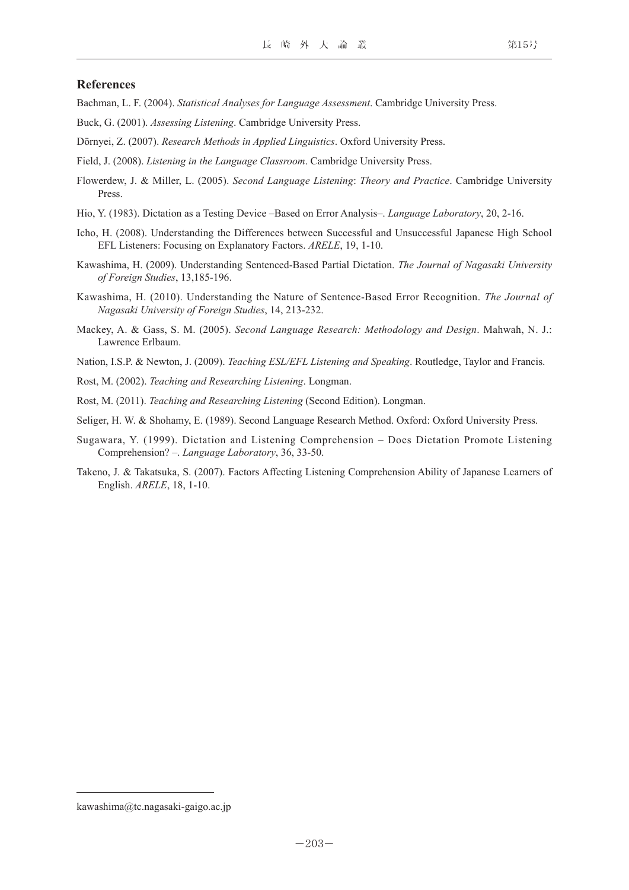## References

Bachman, L. F. (2004). *Statistical Analyses for Language Assessment*. Cambridge University Press.

Buck, G. (2001). *Assessing Listening*. Cambridge University Press.

Dörnyei, Z. (2007). *Research Methods in Applied Linguistics*. Oxford University Press.

Field, J. (2008). *Listening in the Language Classroom*. Cambridge University Press.

Flowerdew, J. & Miller, L. (2005). *Second Language Listening*: *Theory and Practice*. Cambridge University Press.

Hio, Y. (1983). Dictation as a Testing Device –Based on Error Analysis–. *Language Laboratory*, 20, 2-16.

Icho, H. (2008). Understanding the Differences between Successful and Unsuccessful Japanese High School EFL Listeners: Focusing on Explanatory Factors. *ARELE*, 19, 1-10.

Kawashima, H. (2009). Understanding Sentenced-Based Partial Dictation. *The Journal of Nagasaki University of Foreign Studies*, 13,185-196.

Kawashima, H. (2010). Understanding the Nature of Sentence-Based Error Recognition. *The Journal of Nagasaki University of Foreign Studies*, 14, 213-232.

Mackey, A. & Gass, S. M. (2005). *Second Language Research: Methodology and Design*. Mahwah, N. J.: Lawrence Erlbaum.

Nation, I.S.P. & Newton, J. (2009). *Teaching ESL/EFL Listening and Speaking*. Routledge, Taylor and Francis.

Rost, M. (2002). *Teaching and Researching Listening*. Longman.

Rost, M. (2011). *Teaching and Researching Listening* (Second Edition). Longman.

Seliger, H. W. & Shohamy, E. (1989). Second Language Research Method. Oxford: Oxford University Press.

Sugawara, Y. (1999). Dictation and Listening Comprehension – Does Dictation Promote Listening Comprehension? –. *Language Laboratory*, 36, 33-50.

Takeno, J. & Takatsuka, S. (2007). Factors Affecting Listening Comprehension Ability of Japanese Learners of English. *ARELE*, 18, 1-10.

kawashima@tc.nagasaki-gaigo.ac.jp